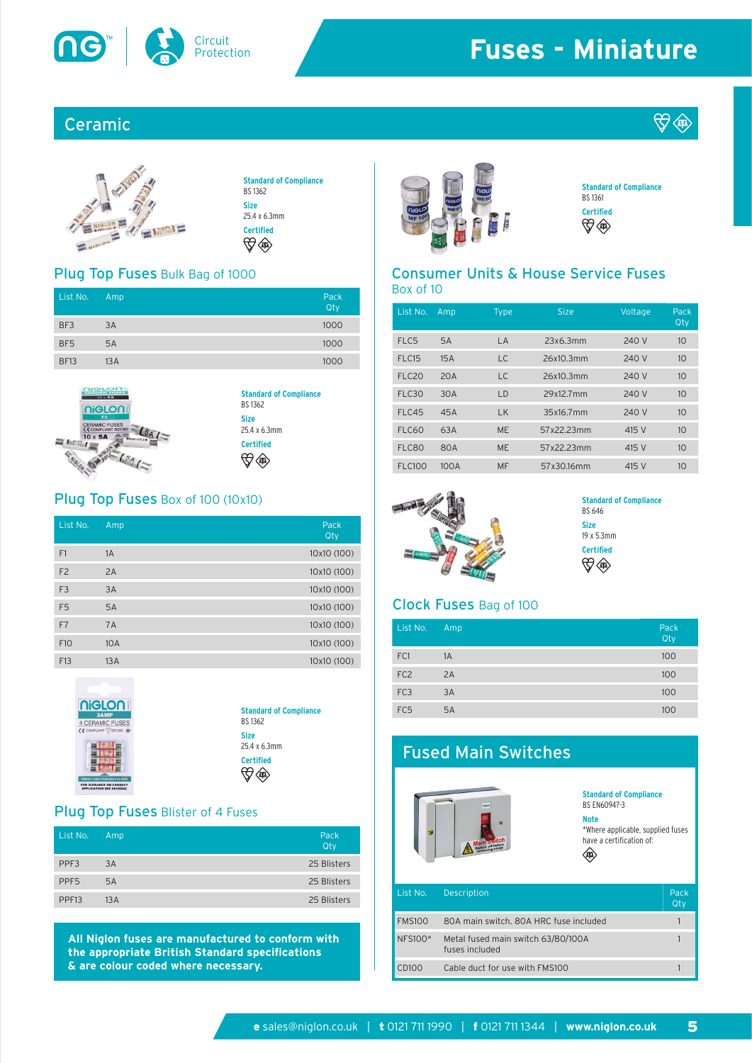# Fuses - Miniature

## Ceramic

Standard of Compliance
BS 1362
Size
25.4 x 6.3mm
Certified

### Plug Top Fuses Bulk Bag of 1000

| List No. | Amp | Pack Qty |
|---|---|---|
| BF3 | 3A | 1000 |
| BF5 | 5A | 1000 |
| BF13 | 13A | 1000 |

Standard of Compliance
BS 1362
Size
25.4 x 6.3mm
Certified

### Plug Top Fuses Box of 100 (10x10)

| List No. | Amp | Pack Qty |
|---|---|---|
| F1 | 1A | 10x10 (100) |
| F2 | 2A | 10x10 (100) |
| F3 | 3A | 10x10 (100) |
| F5 | 5A | 10x10 (100) |
| F7 | 7A | 10x10 (100) |
| F10 | 10A | 10x10 (100) |
| F13 | 13A | 10x10 (100) |

Standard of Compliance
BS 1362
Size
25.4 x 6.3mm
Certified

### Plug Top Fuses Blister of 4 Fuses

| List No. | Amp | Pack Qty |
|---|---|---|
| PPF3 | 3A | 25 Blisters |
| PPF5 | 5A | 25 Blisters |
| PPF13 | 13A | 25 Blisters |

**All Niglon fuses are manufactured to conform with the appropriate British Standard specifications & are colour coded where necessary.**

Standard of Compliance
BS 1361
Certified

### Consumer Units & House Service Fuses Box of 10

| List No. | Amp | Type | Size | Voltage | Pack Qty |
|---|---|---|---|---|---|
| FLC5 | 5A | LA | 23x6.3mm | 240 V | 10 |
| FLC15 | 15A | LC | 26x10.3mm | 240 V | 10 |
| FLC20 | 20A | LC | 26x10.3mm | 240 V | 10 |
| FLC30 | 30A | LD | 29x12.7mm | 240 V | 10 |
| FLC45 | 45A | LK | 35x16.7mm | 240 V | 10 |
| FLC60 | 63A | ME | 57x22.23mm | 415 V | 10 |
| FLC80 | 80A | ME | 57x22.23mm | 415 V | 10 |
| FLC100 | 100A | MF | 57x30.16mm | 415 V | 10 |

Standard of Compliance
BS 646
Size
19 x 5.3mm
Certified

### Clock Fuses Bag of 100

| List No. | Amp | Pack Qty |
|---|---|---|
| FC1 | 1A | 100 |
| FC2 | 2A | 100 |
| FC3 | 3A | 100 |
| FC5 | 5A | 100 |

## Fused Main Switches

Standard of Compliance
BS EN60947-3
Note
*Where applicable, supplied fuses have a certification of:

| List No. | Description | Pack Qty |
|---|---|---|
| FMS100 | 80A main switch. 80A HRC fuse included | 1 |
| NFS100* | Metal fused main switch 63/80/100A fuses included | 1 |
| CD100 | Cable duct for use with FMS100 | 1 |

**e** sales@niglon.co.uk | **t** 0121 711 1990 | **f** 0121 711 1344 | **www.niglon.co.uk**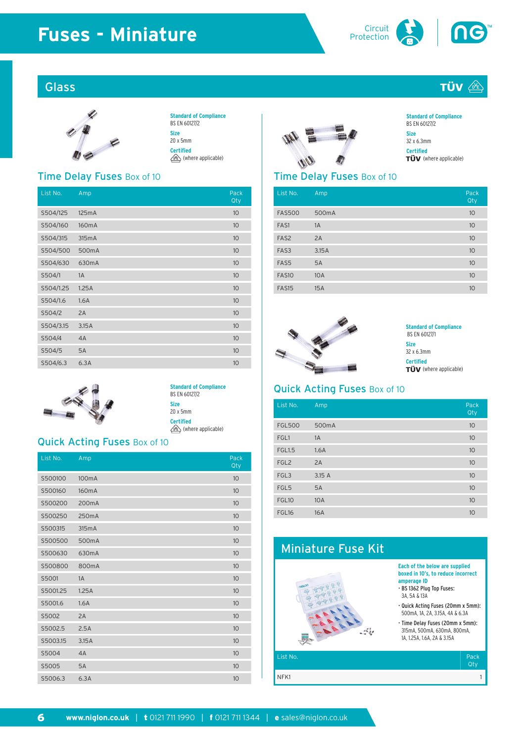# Fuses - Miniature

Circuit Protection

## Glass

TÜV

Standard of Compliance
BS EN 60127/2
Size
20 x 5mm
Certified
(where applicable)

### Time Delay Fuses Box of 10

| List No. | Amp | Pack Qty |
|---|---|---|
| S504/125 | 125mA | 10 |
| S504/160 | 160mA | 10 |
| S504/315 | 315mA | 10 |
| S504/500 | 500mA | 10 |
| S504/630 | 630mA | 10 |
| S504/1 | 1A | 10 |
| S504/1.25 | 1.25A | 10 |
| S504/1.6 | 1.6A | 10 |
| S504/2 | 2A | 10 |
| S504/3.15 | 3.15A | 10 |
| S504/4 | 4A | 10 |
| S504/5 | 5A | 10 |
| S504/6.3 | 6.3A | 10 |

Standard of Compliance
BS EN 60127/2
Size
20 x 5mm
Certified
(where applicable)

### Quick Acting Fuses Box of 10

| List No. | Amp | Pack Qty |
|---|---|---|
| S500100 | 100mA | 10 |
| S500160 | 160mA | 10 |
| S500200 | 200mA | 10 |
| S500250 | 250mA | 10 |
| S500315 | 315mA | 10 |
| S500500 | 500mA | 10 |
| S500630 | 630mA | 10 |
| S500800 | 800mA | 10 |
| S5001 | 1A | 10 |
| S5001.25 | 1.25A | 10 |
| S5001.6 | 1.6A | 10 |
| S5002 | 2A | 10 |
| S5002.5 | 2.5A | 10 |
| S5003.15 | 3.15A | 10 |
| S5004 | 4A | 10 |
| S5005 | 5A | 10 |
| S5006.3 | 6.3A | 10 |

Standard of Compliance
BS EN 60127/2
Size
32 x 6.3mm
Certified
TÜV (where applicable)

### Time Delay Fuses Box of 10

| List No. | Amp | Pack Qty |
|---|---|---|
| FAS500 | 500mA | 10 |
| FAS1 | 1A | 10 |
| FAS2 | 2A | 10 |
| FAS3 | 3.15A | 10 |
| FAS5 | 5A | 10 |
| FAS10 | 10A | 10 |
| FAS15 | 15A | 10 |

Standard of Compliance
BS EN 60127/1
Size
32 x 6.3mm
Certified
TÜV (where applicable)

### Quick Acting Fuses Box of 10

| List No. | Amp | Pack Qty |
|---|---|---|
| FGL500 | 500mA | 10 |
| FGL1 | 1A | 10 |
| FGL1.5 | 1.6A | 10 |
| FGL2 | 2A | 10 |
| FGL3 | 3.15 A | 10 |
| FGL5 | 5A | 10 |
| FGL10 | 10A | 10 |
| FGL16 | 16A | 10 |

## Miniature Fuse Kit

Each of the below are supplied boxed in 10's, to reduce incorrect amperage ID

- BS 1362 Plug Top Fuses: 3A, 5A & 13A
- Quick Acting Fuses (20mm x 5mm): 500mA, 1A, 2A, 3.15A, 4A & 6.3A
- Time Delay Fuses (20mm x 5mm): 315mA, 500mA, 630mA, 800mA, 1A, 1.25A, 1.6A, 2A & 3.15A

| List No. | Pack Qty |
|---|---|
| NFK1 | 1 |

www.niglon.co.uk | t 0121 711 1990 | f 0121 711 1344 | e sales@niglon.co.uk